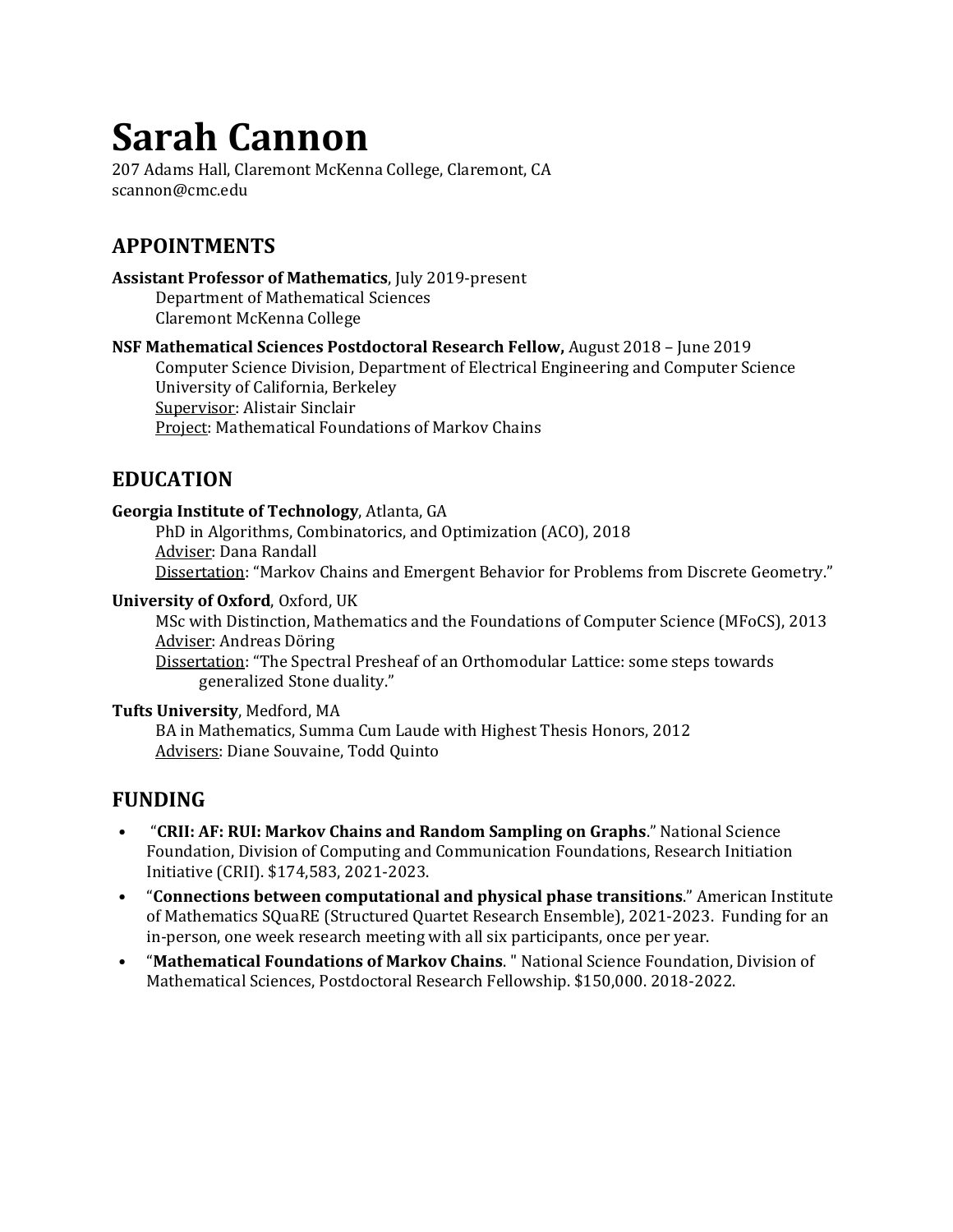# Sarah Cannon

207 Adams Hall, Claremont McKenna College, Claremont, CA
scannon@cmc.edu

## APPOINTMENTS

**Assistant Professor of Mathematics**, July 2019-present
Department of Mathematical Sciences
Claremont McKenna College

**NSF Mathematical Sciences Postdoctoral Research Fellow,** August 2018 – June 2019
Computer Science Division, Department of Electrical Engineering and Computer Science
University of California, Berkeley
Supervisor: Alistair Sinclair
Project: Mathematical Foundations of Markov Chains

## EDUCATION

**Georgia Institute of Technology**, Atlanta, GA
PhD in Algorithms, Combinatorics, and Optimization (ACO), 2018
Adviser: Dana Randall
Dissertation: "Markov Chains and Emergent Behavior for Problems from Discrete Geometry."

**University of Oxford**, Oxford, UK
MSc with Distinction, Mathematics and the Foundations of Computer Science (MFoCS), 2013
Adviser: Andreas Döring
Dissertation: "The Spectral Presheaf of an Orthomodular Lattice: some steps towards generalized Stone duality."

**Tufts University**, Medford, MA
BA in Mathematics, Summa Cum Laude with Highest Thesis Honors, 2012
Advisers: Diane Souvaine, Todd Quinto

## FUNDING

- "**CRII: AF: RUI: Markov Chains and Random Sampling on Graphs**." National Science Foundation, Division of Computing and Communication Foundations, Research Initiation Initiative (CRII). $174,583, 2021-2023.
- "**Connections between computational and physical phase transitions**." American Institute of Mathematics SQuaRE (Structured Quartet Research Ensemble), 2021-2023. Funding for an in-person, one week research meeting with all six participants, once per year.
- "**Mathematical Foundations of Markov Chains**. " National Science Foundation, Division of Mathematical Sciences, Postdoctoral Research Fellowship. $150,000. 2018-2022.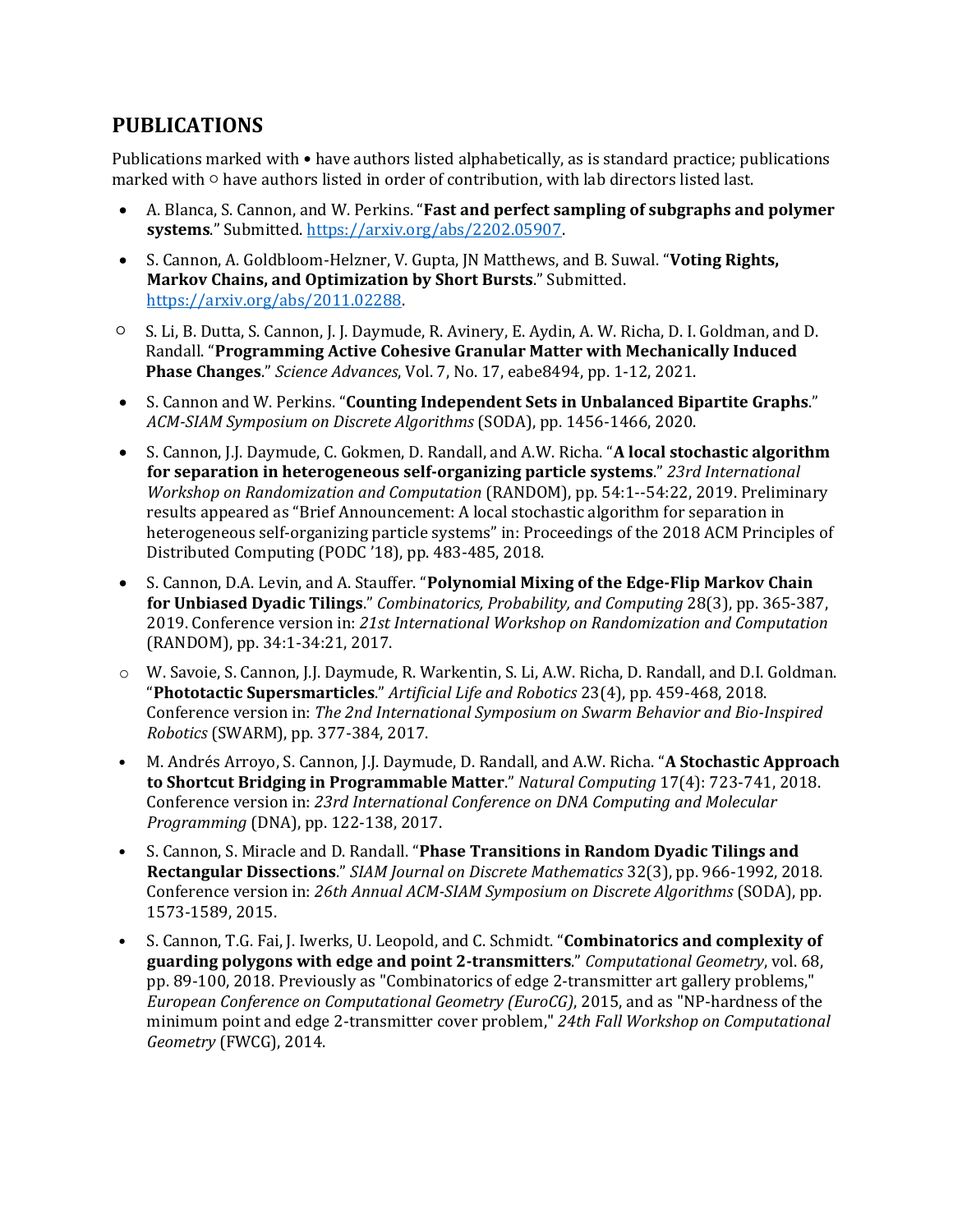## PUBLICATIONS

Publications marked with • have authors listed alphabetically, as is standard practice; publications marked with ○ have authors listed in order of contribution, with lab directors listed last.

- • A. Blanca, S. Cannon, and W. Perkins. "**Fast and perfect sampling of subgraphs and polymer systems**." Submitted. https://arxiv.org/abs/2202.05907.
- • S. Cannon, A. Goldbloom-Helzner, V. Gupta, JN Matthews, and B. Suwal. "**Voting Rights, Markov Chains, and Optimization by Short Bursts**." Submitted. https://arxiv.org/abs/2011.02288.
- ○ S. Li, B. Dutta, S. Cannon, J. J. Daymude, R. Avinery, E. Aydin, A. W. Richa, D. I. Goldman, and D. Randall. "**Programming Active Cohesive Granular Matter with Mechanically Induced Phase Changes**." *Science Advances*, Vol. 7, No. 17, eabe8494, pp. 1-12, 2021.
- • S. Cannon and W. Perkins. "**Counting Independent Sets in Unbalanced Bipartite Graphs**." *ACM-SIAM Symposium on Discrete Algorithms* (SODA), pp. 1456-1466, 2020.
- • S. Cannon, J.J. Daymude, C. Gokmen, D. Randall, and A.W. Richa. "**A local stochastic algorithm for separation in heterogeneous self-organizing particle systems**." *23rd International Workshop on Randomization and Computation* (RANDOM), pp. 54:1--54:22, 2019. Preliminary results appeared as "Brief Announcement: A local stochastic algorithm for separation in heterogeneous self-organizing particle systems" in: Proceedings of the 2018 ACM Principles of Distributed Computing (PODC '18), pp. 483-485, 2018.
- • S. Cannon, D.A. Levin, and A. Stauffer. "**Polynomial Mixing of the Edge-Flip Markov Chain for Unbiased Dyadic Tilings**." *Combinatorics, Probability, and Computing* 28(3), pp. 365-387, 2019. Conference version in: *21st International Workshop on Randomization and Computation* (RANDOM), pp. 34:1-34:21, 2017.
- ○ W. Savoie, S. Cannon, J.J. Daymude, R. Warkentin, S. Li, A.W. Richa, D. Randall, and D.I. Goldman. "**Phototactic Supersmarticles**." *Artificial Life and Robotics* 23(4), pp. 459-468, 2018. Conference version in: *The 2nd International Symposium on Swarm Behavior and Bio-Inspired Robotics* (SWARM), pp. 377-384, 2017.
- • M. Andrés Arroyo, S. Cannon, J.J. Daymude, D. Randall, and A.W. Richa. "**A Stochastic Approach to Shortcut Bridging in Programmable Matter**." *Natural Computing* 17(4): 723-741, 2018. Conference version in: *23rd International Conference on DNA Computing and Molecular Programming* (DNA), pp. 122-138, 2017.
- • S. Cannon, S. Miracle and D. Randall. "**Phase Transitions in Random Dyadic Tilings and Rectangular Dissections**." *SIAM Journal on Discrete Mathematics* 32(3), pp. 966-1992, 2018. Conference version in: *26th Annual ACM-SIAM Symposium on Discrete Algorithms* (SODA), pp. 1573-1589, 2015.
- • S. Cannon, T.G. Fai, J. Iwerks, U. Leopold, and C. Schmidt. "**Combinatorics and complexity of guarding polygons with edge and point 2-transmitters**." *Computational Geometry*, vol. 68, pp. 89-100, 2018. Previously as "Combinatorics of edge 2-transmitter art gallery problems," *European Conference on Computational Geometry (EuroCG)*, 2015, and as "NP-hardness of the minimum point and edge 2-transmitter cover problem," *24th Fall Workshop on Computational Geometry* (FWCG), 2014.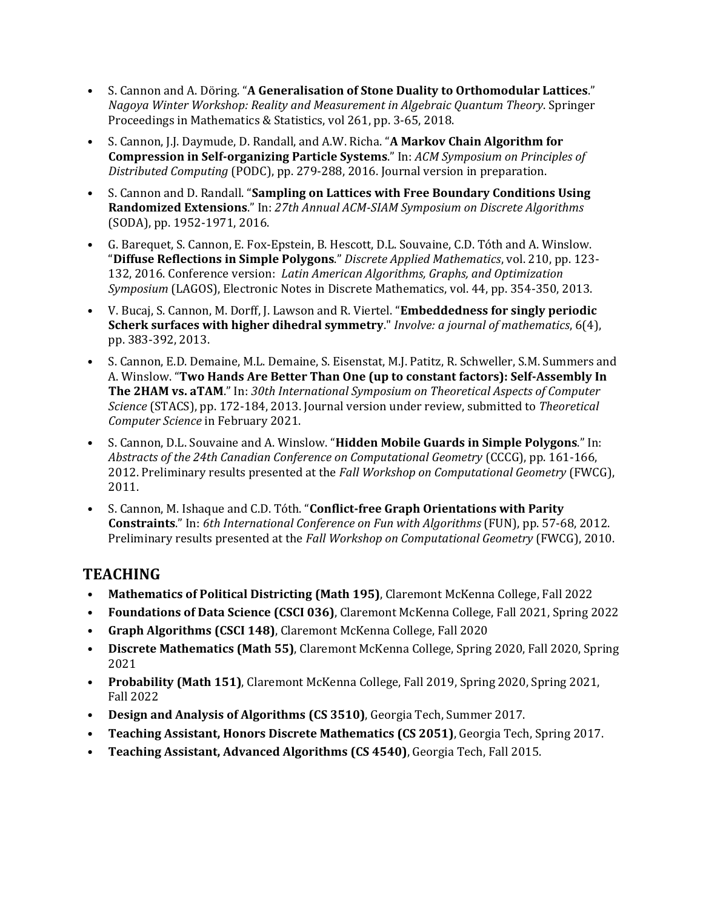- S. Cannon and A. Döring. "**A Generalisation of Stone Duality to Orthomodular Lattices**." *Nagoya Winter Workshop: Reality and Measurement in Algebraic Quantum Theory*. Springer Proceedings in Mathematics & Statistics, vol 261, pp. 3-65, 2018.
- S. Cannon, J.J. Daymude, D. Randall, and A.W. Richa. "**A Markov Chain Algorithm for Compression in Self-organizing Particle Systems**." In: *ACM Symposium on Principles of Distributed Computing* (PODC), pp. 279-288, 2016. Journal version in preparation.
- S. Cannon and D. Randall. "**Sampling on Lattices with Free Boundary Conditions Using Randomized Extensions**." In: *27th Annual ACM-SIAM Symposium on Discrete Algorithms* (SODA), pp. 1952-1971, 2016.
- G. Barequet, S. Cannon, E. Fox-Epstein, B. Hescott, D.L. Souvaine, C.D. Tóth and A. Winslow. "**Diffuse Reflections in Simple Polygons**." *Discrete Applied Mathematics*, vol. 210, pp. 123-132, 2016. Conference version: *Latin American Algorithms, Graphs, and Optimization Symposium* (LAGOS), Electronic Notes in Discrete Mathematics, vol. 44, pp. 354-350, 2013.
- V. Bucaj, S. Cannon, M. Dorff, J. Lawson and R. Viertel. "**Embeddedness for singly periodic Scherk surfaces with higher dihedral symmetry**." *Involve: a journal of mathematics*, 6(4), pp. 383-392, 2013.
- S. Cannon, E.D. Demaine, M.L. Demaine, S. Eisenstat, M.J. Patitz, R. Schweller, S.M. Summers and A. Winslow. "**Two Hands Are Better Than One (up to constant factors): Self-Assembly In The 2HAM vs. aTAM**." In: *30th International Symposium on Theoretical Aspects of Computer Science* (STACS), pp. 172-184, 2013. Journal version under review, submitted to *Theoretical Computer Science* in February 2021.
- S. Cannon, D.L. Souvaine and A. Winslow. "**Hidden Mobile Guards in Simple Polygons**." In: *Abstracts of the 24th Canadian Conference on Computational Geometry* (CCCG), pp. 161-166, 2012. Preliminary results presented at the *Fall Workshop on Computational Geometry* (FWCG), 2011.
- S. Cannon, M. Ishaque and C.D. Tóth. "**Conflict-free Graph Orientations with Parity Constraints**." In: *6th International Conference on Fun with Algorithms* (FUN), pp. 57-68, 2012. Preliminary results presented at the *Fall Workshop on Computational Geometry* (FWCG), 2010.

## TEACHING

- **Mathematics of Political Districting (Math 195)**, Claremont McKenna College, Fall 2022
- **Foundations of Data Science (CSCI 036)**, Claremont McKenna College, Fall 2021, Spring 2022
- **Graph Algorithms (CSCI 148)**, Claremont McKenna College, Fall 2020
- **Discrete Mathematics (Math 55)**, Claremont McKenna College, Spring 2020, Fall 2020, Spring 2021
- **Probability (Math 151)**, Claremont McKenna College, Fall 2019, Spring 2020, Spring 2021, Fall 2022
- **Design and Analysis of Algorithms (CS 3510)**, Georgia Tech, Summer 2017.
- **Teaching Assistant, Honors Discrete Mathematics (CS 2051)**, Georgia Tech, Spring 2017.
- **Teaching Assistant, Advanced Algorithms (CS 4540)**, Georgia Tech, Fall 2015.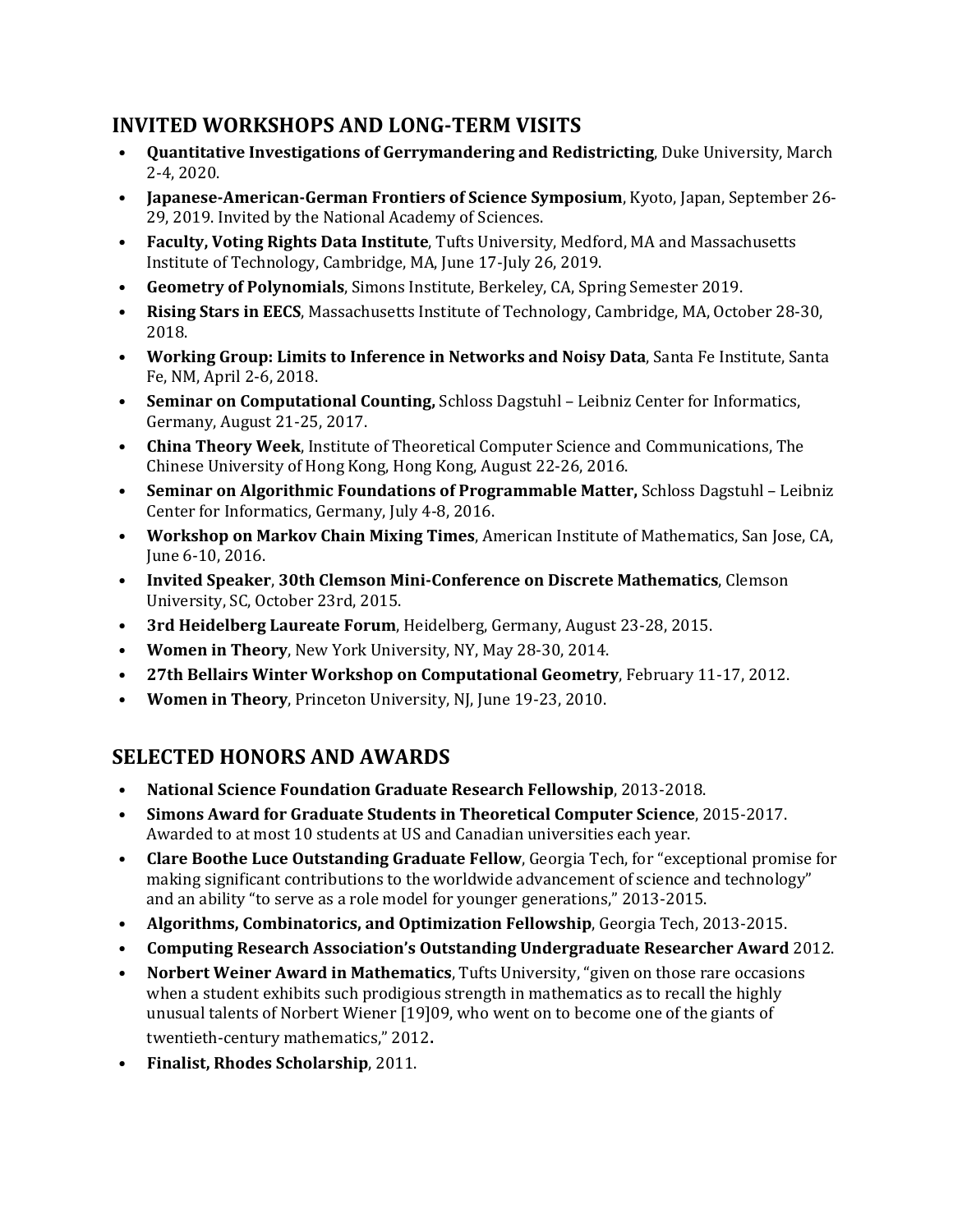## INVITED WORKSHOPS AND LONG-TERM VISITS

- **Quantitative Investigations of Gerrymandering and Redistricting**, Duke University, March 2-4, 2020.
- **Japanese-American-German Frontiers of Science Symposium**, Kyoto, Japan, September 26-29, 2019. Invited by the National Academy of Sciences.
- **Faculty, Voting Rights Data Institute**, Tufts University, Medford, MA and Massachusetts Institute of Technology, Cambridge, MA, June 17-July 26, 2019.
- **Geometry of Polynomials**, Simons Institute, Berkeley, CA, Spring Semester 2019.
- **Rising Stars in EECS**, Massachusetts Institute of Technology, Cambridge, MA, October 28-30, 2018.
- **Working Group: Limits to Inference in Networks and Noisy Data**, Santa Fe Institute, Santa Fe, NM, April 2-6, 2018.
- **Seminar on Computational Counting,** Schloss Dagstuhl – Leibniz Center for Informatics, Germany, August 21-25, 2017.
- **China Theory Week**, Institute of Theoretical Computer Science and Communications, The Chinese University of Hong Kong, Hong Kong, August 22-26, 2016.
- **Seminar on Algorithmic Foundations of Programmable Matter,** Schloss Dagstuhl – Leibniz Center for Informatics, Germany, July 4-8, 2016.
- **Workshop on Markov Chain Mixing Times**, American Institute of Mathematics, San Jose, CA, June 6-10, 2016.
- **Invited Speaker**, **30th Clemson Mini-Conference on Discrete Mathematics**, Clemson University, SC, October 23rd, 2015.
- **3rd Heidelberg Laureate Forum**, Heidelberg, Germany, August 23-28, 2015.
- **Women in Theory**, New York University, NY, May 28-30, 2014.
- **27th Bellairs Winter Workshop on Computational Geometry**, February 11-17, 2012.
- **Women in Theory**, Princeton University, NJ, June 19-23, 2010.

## SELECTED HONORS AND AWARDS

- **National Science Foundation Graduate Research Fellowship**, 2013-2018.
- **Simons Award for Graduate Students in Theoretical Computer Science**, 2015-2017. Awarded to at most 10 students at US and Canadian universities each year.
- **Clare Boothe Luce Outstanding Graduate Fellow**, Georgia Tech, for "exceptional promise for making significant contributions to the worldwide advancement of science and technology" and an ability "to serve as a role model for younger generations," 2013-2015.
- **Algorithms, Combinatorics, and Optimization Fellowship**, Georgia Tech, 2013-2015.
- **Computing Research Association's Outstanding Undergraduate Researcher Award** 2012.
- **Norbert Weiner Award in Mathematics**, Tufts University, "given on those rare occasions when a student exhibits such prodigious strength in mathematics as to recall the highly unusual talents of Norbert Wiener [19]09, who went on to become one of the giants of twentieth-century mathematics," 2012**.**
- **Finalist, Rhodes Scholarship**, 2011.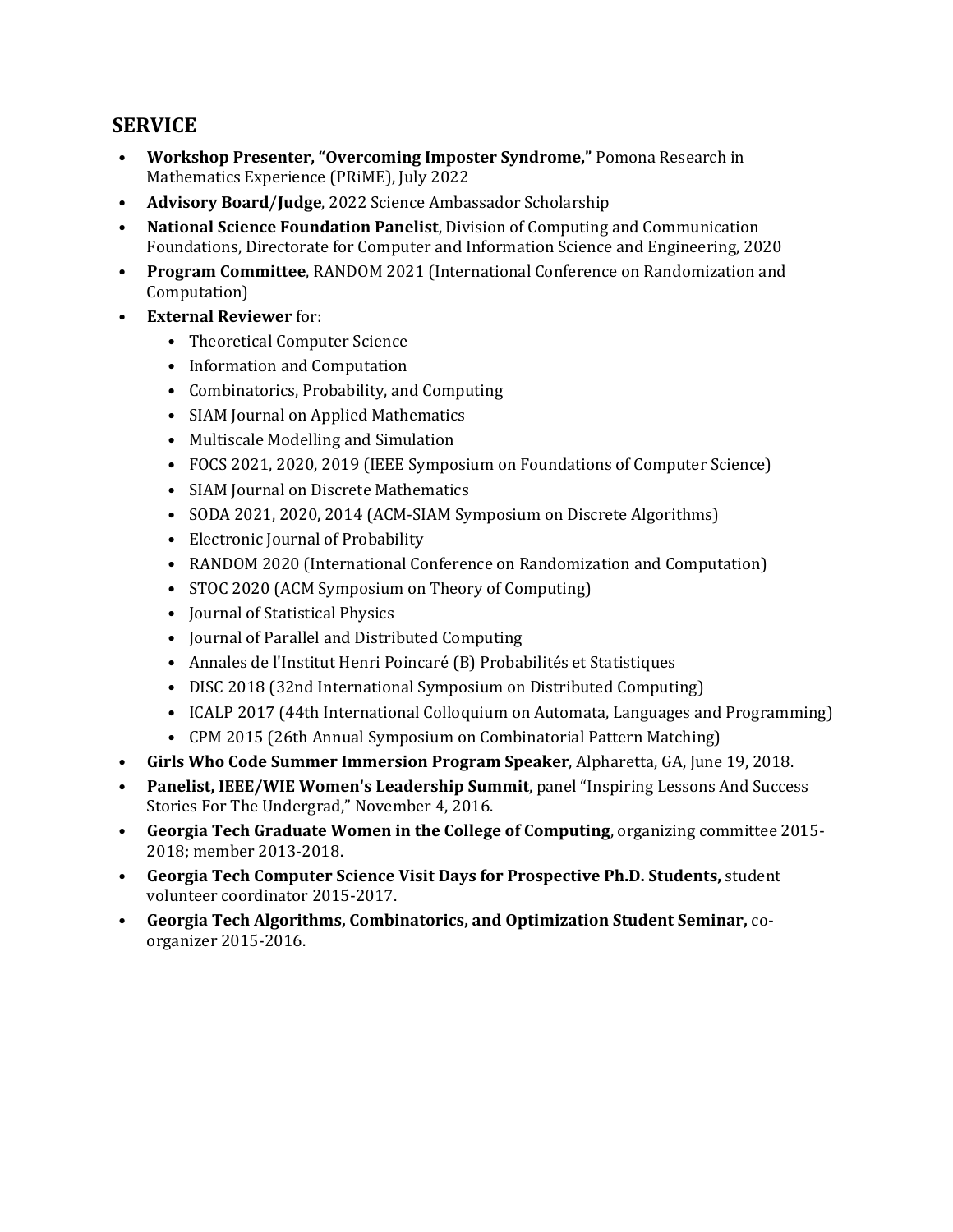## SERVICE

- **Workshop Presenter, "Overcoming Imposter Syndrome,"** Pomona Research in Mathematics Experience (PRiME), July 2022
- **Advisory Board/Judge**, 2022 Science Ambassador Scholarship
- **National Science Foundation Panelist**, Division of Computing and Communication Foundations, Directorate for Computer and Information Science and Engineering, 2020
- **Program Committee**, RANDOM 2021 (International Conference on Randomization and Computation)
- **External Reviewer** for:
  - Theoretical Computer Science
  - Information and Computation
  - Combinatorics, Probability, and Computing
  - SIAM Journal on Applied Mathematics
  - Multiscale Modelling and Simulation
  - FOCS 2021, 2020, 2019 (IEEE Symposium on Foundations of Computer Science)
  - SIAM Journal on Discrete Mathematics
  - SODA 2021, 2020, 2014 (ACM-SIAM Symposium on Discrete Algorithms)
  - Electronic Journal of Probability
  - RANDOM 2020 (International Conference on Randomization and Computation)
  - STOC 2020 (ACM Symposium on Theory of Computing)
  - Journal of Statistical Physics
  - Journal of Parallel and Distributed Computing
  - Annales de l'Institut Henri Poincaré (B) Probabilités et Statistiques
  - DISC 2018 (32nd International Symposium on Distributed Computing)
  - ICALP 2017 (44th International Colloquium on Automata, Languages and Programming)
  - CPM 2015 (26th Annual Symposium on Combinatorial Pattern Matching)
- **Girls Who Code Summer Immersion Program Speaker**, Alpharetta, GA, June 19, 2018.
- **Panelist, IEEE/WIE Women's Leadership Summit**, panel "Inspiring Lessons And Success Stories For The Undergrad," November 4, 2016.
- **Georgia Tech Graduate Women in the College of Computing**, organizing committee 2015-2018; member 2013-2018.
- **Georgia Tech Computer Science Visit Days for Prospective Ph.D. Students,** student volunteer coordinator 2015-2017.
- **Georgia Tech Algorithms, Combinatorics, and Optimization Student Seminar,** co-organizer 2015-2016.